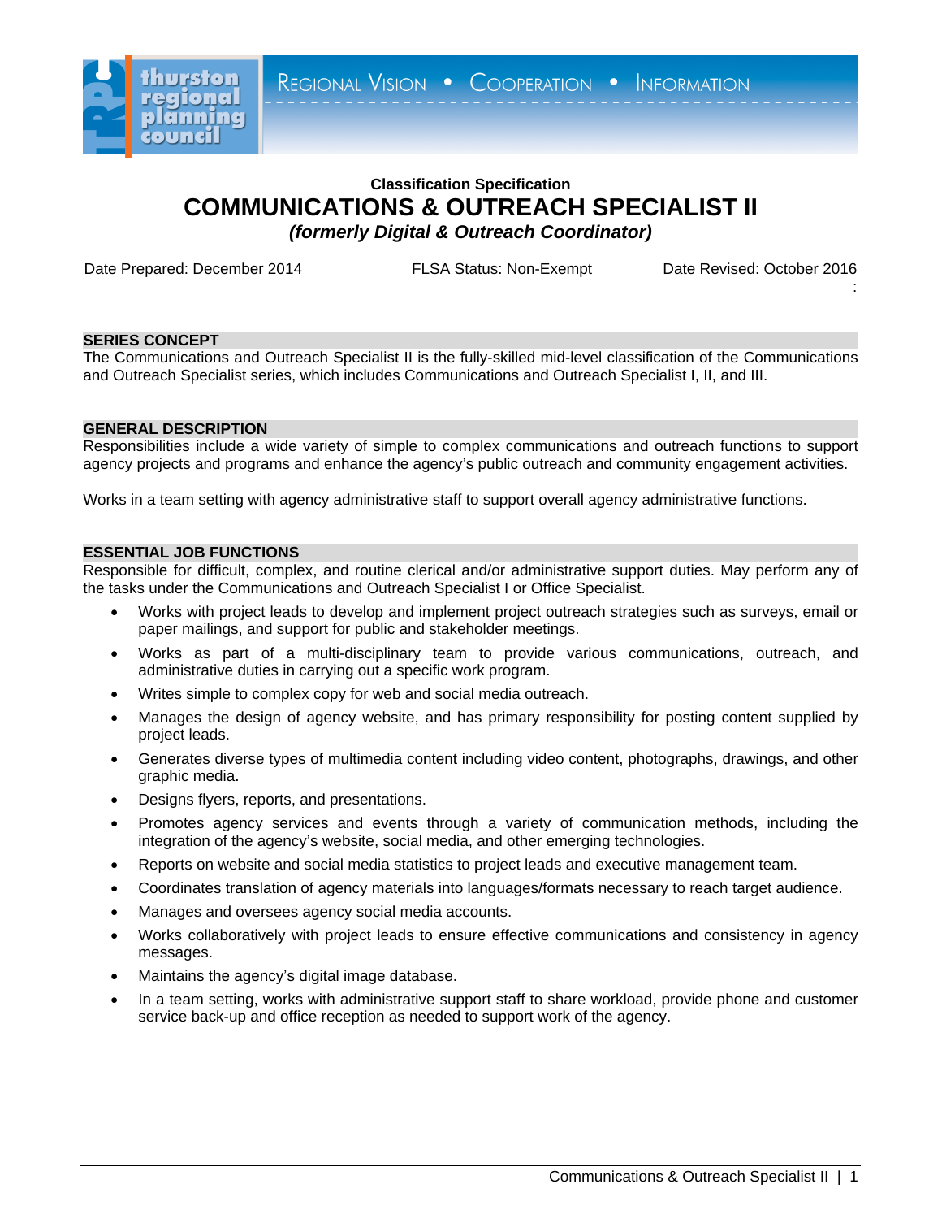thurston regional planning council

REGIONAL VISION • COOPERATION • INFORMATION

**Classification Specification**

# COMMUNICATIONS & OUTREACH SPECIALIST II

***(formerly Digital & Outreach Coordinator)***

Date Prepared: December 2014 FLSA Status: Non-Exempt Date Revised: October 2016

## SERIES CONCEPT

The Communications and Outreach Specialist II is the fully-skilled mid-level classification of the Communications and Outreach Specialist series, which includes Communications and Outreach Specialist I, II, and III.

## GENERAL DESCRIPTION

Responsibilities include a wide variety of simple to complex communications and outreach functions to support agency projects and programs and enhance the agency's public outreach and community engagement activities.

Works in a team setting with agency administrative staff to support overall agency administrative functions.

## ESSENTIAL JOB FUNCTIONS

Responsible for difficult, complex, and routine clerical and/or administrative support duties. May perform any of the tasks under the Communications and Outreach Specialist I or Office Specialist.

- Works with project leads to develop and implement project outreach strategies such as surveys, email or paper mailings, and support for public and stakeholder meetings.
- Works as part of a multi-disciplinary team to provide various communications, outreach, and administrative duties in carrying out a specific work program.
- Writes simple to complex copy for web and social media outreach.
- Manages the design of agency website, and has primary responsibility for posting content supplied by project leads.
- Generates diverse types of multimedia content including video content, photographs, drawings, and other graphic media.
- Designs flyers, reports, and presentations.
- Promotes agency services and events through a variety of communication methods, including the integration of the agency's website, social media, and other emerging technologies.
- Reports on website and social media statistics to project leads and executive management team.
- Coordinates translation of agency materials into languages/formats necessary to reach target audience.
- Manages and oversees agency social media accounts.
- Works collaboratively with project leads to ensure effective communications and consistency in agency messages.
- Maintains the agency's digital image database.
- In a team setting, works with administrative support staff to share workload, provide phone and customer service back-up and office reception as needed to support work of the agency.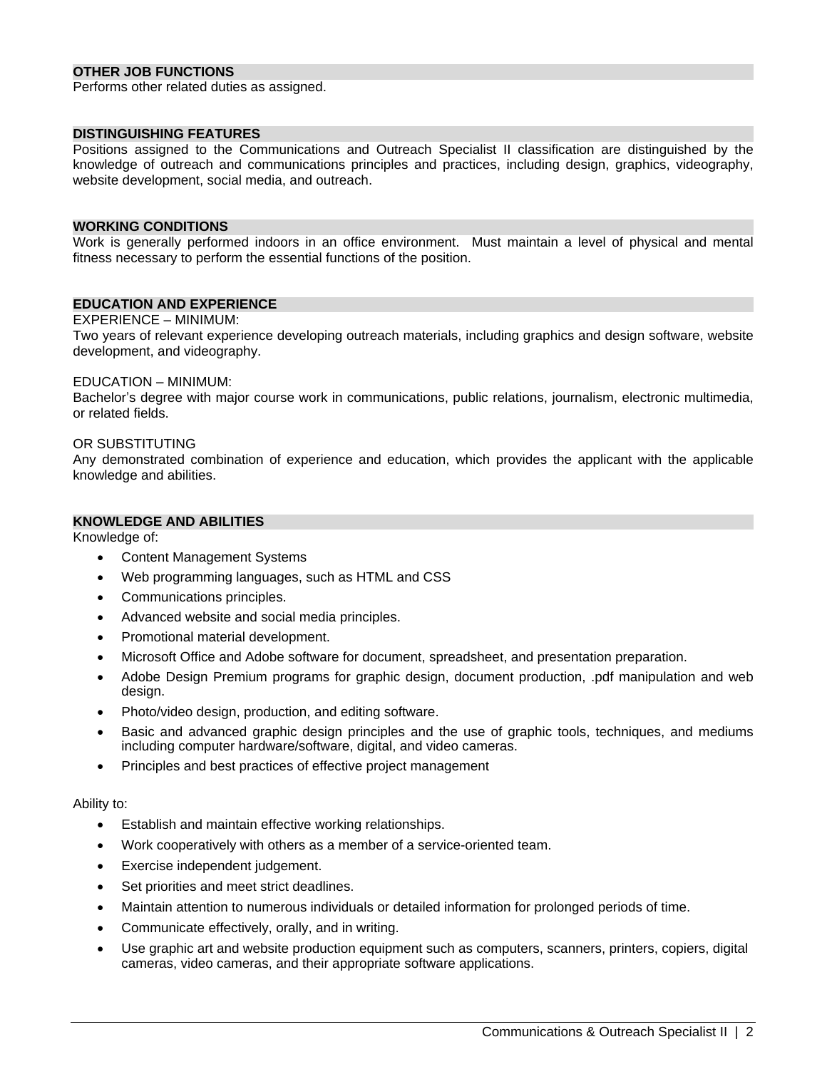## OTHER JOB FUNCTIONS

Performs other related duties as assigned.

## DISTINGUISHING FEATURES

Positions assigned to the Communications and Outreach Specialist II classification are distinguished by the knowledge of outreach and communications principles and practices, including design, graphics, videography, website development, social media, and outreach.

## WORKING CONDITIONS

Work is generally performed indoors in an office environment. Must maintain a level of physical and mental fitness necessary to perform the essential functions of the position.

## EDUCATION AND EXPERIENCE

EXPERIENCE – MINIMUM:
Two years of relevant experience developing outreach materials, including graphics and design software, website development, and videography.

EDUCATION – MINIMUM:
Bachelor's degree with major course work in communications, public relations, journalism, electronic multimedia, or related fields.

OR SUBSTITUTING
Any demonstrated combination of experience and education, which provides the applicant with the applicable knowledge and abilities.

## KNOWLEDGE AND ABILITIES

Knowledge of:

- Content Management Systems
- Web programming languages, such as HTML and CSS
- Communications principles.
- Advanced website and social media principles.
- Promotional material development.
- Microsoft Office and Adobe software for document, spreadsheet, and presentation preparation.
- Adobe Design Premium programs for graphic design, document production, .pdf manipulation and web design.
- Photo/video design, production, and editing software.
- Basic and advanced graphic design principles and the use of graphic tools, techniques, and mediums including computer hardware/software, digital, and video cameras.
- Principles and best practices of effective project management

Ability to:

- Establish and maintain effective working relationships.
- Work cooperatively with others as a member of a service-oriented team.
- Exercise independent judgement.
- Set priorities and meet strict deadlines.
- Maintain attention to numerous individuals or detailed information for prolonged periods of time.
- Communicate effectively, orally, and in writing.
- Use graphic art and website production equipment such as computers, scanners, printers, copiers, digital cameras, video cameras, and their appropriate software applications.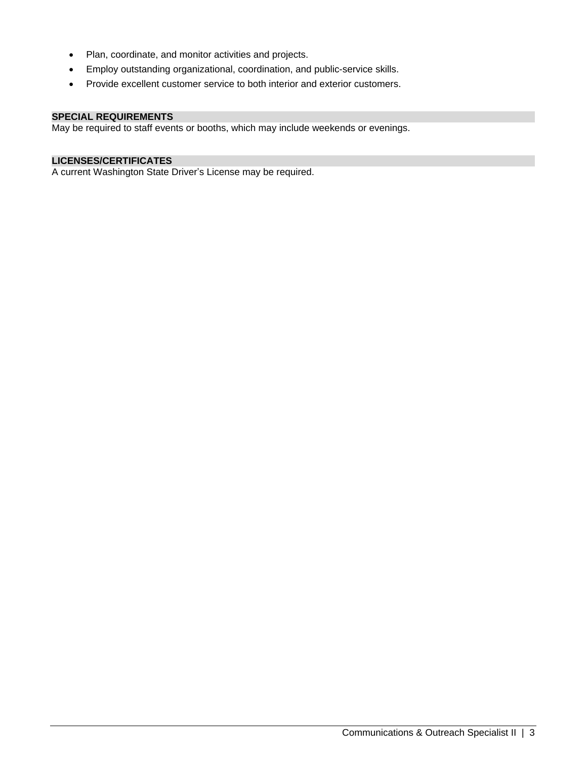- Plan, coordinate, and monitor activities and projects.
- Employ outstanding organizational, coordination, and public-service skills.
- Provide excellent customer service to both interior and exterior customers.

## SPECIAL REQUIREMENTS

May be required to staff events or booths, which may include weekends or evenings.

## LICENSES/CERTIFICATES

A current Washington State Driver's License may be required.